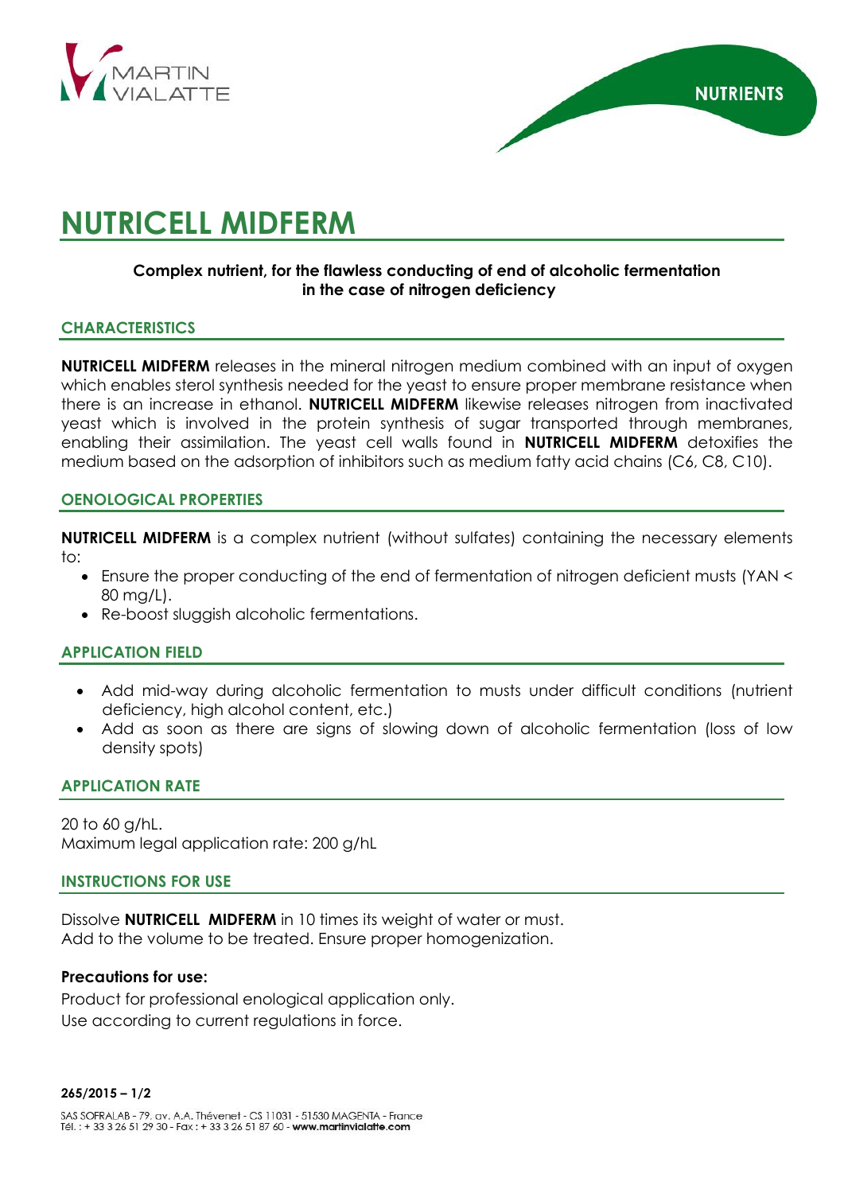NUTRIENTS

# NUTRICELL MIDFERM

**Complex nutrient, for the flawless conducting of end of alcoholic fermentation in the case of nitrogen deficiency**

## CHARACTERISTICS

**NUTRICELL MIDFERM** releases in the mineral nitrogen medium combined with an input of oxygen which enables sterol synthesis needed for the yeast to ensure proper membrane resistance when there is an increase in ethanol. **NUTRICELL MIDFERM** likewise releases nitrogen from inactivated yeast which is involved in the protein synthesis of sugar transported through membranes, enabling their assimilation. The yeast cell walls found in **NUTRICELL MIDFERM** detoxifies the medium based on the adsorption of inhibitors such as medium fatty acid chains (C6, C8, C10).

## OENOLOGICAL PROPERTIES

**NUTRICELL MIDFERM** is a complex nutrient (without sulfates) containing the necessary elements to:

- Ensure the proper conducting of the end of fermentation of nitrogen deficient musts (YAN < 80 mg/L).
- Re-boost sluggish alcoholic fermentations.

## APPLICATION FIELD

- Add mid-way during alcoholic fermentation to musts under difficult conditions (nutrient deficiency, high alcohol content, etc.)
- Add as soon as there are signs of slowing down of alcoholic fermentation (loss of low density spots)

## APPLICATION RATE

20 to 60 g/hL.
Maximum legal application rate: 200 g/hL

## INSTRUCTIONS FOR USE

Dissolve **NUTRICELL MIDFERM** in 10 times its weight of water or must.
Add to the volume to be treated. Ensure proper homogenization.

**Precautions for use:**

Product for professional enological application only.
Use according to current regulations in force.

**265/2015 – 1/2**

SAS SOFRALAB - 79, av. A.A. Thévenet - CS 11031 - 51530 MAGENTA - France
Tél. : + 33 3 26 51 29 30 - Fax : + 33 3 26 51 87 60 - **www.martinvialatte.com**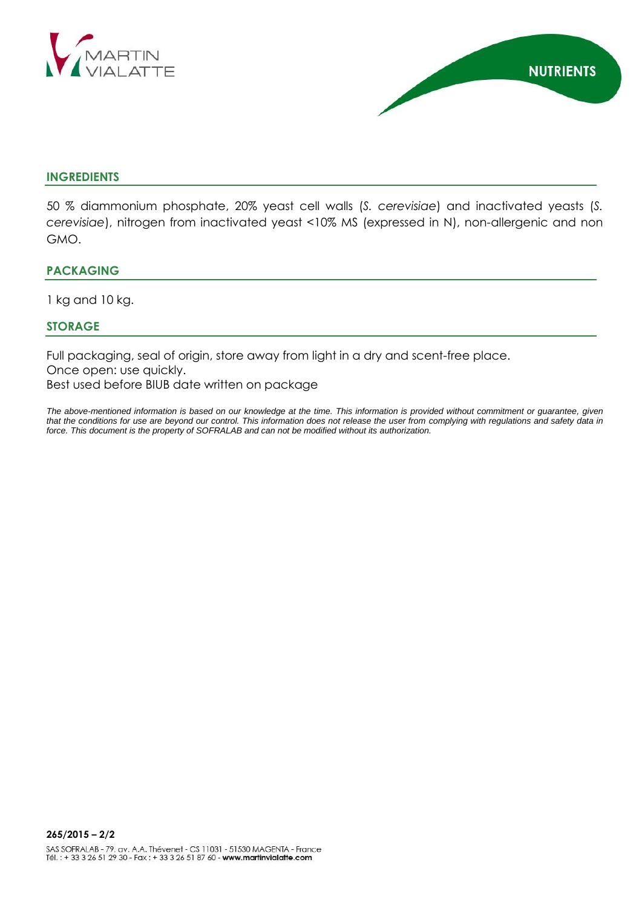## INGREDIENTS

50 % diammonium phosphate, 20% yeast cell walls (*S. cerevisiae*) and inactivated yeasts (*S. cerevisiae*), nitrogen from inactivated yeast <10% MS (expressed in N), non-allergenic and non GMO.

## PACKAGING

1 kg and 10 kg.

## STORAGE

Full packaging, seal of origin, store away from light in a dry and scent-free place.
Once open: use quickly.
Best used before BIUB date written on package

*The above-mentioned information is based on our knowledge at the time. This information is provided without commitment or guarantee, given that the conditions for use are beyond our control. This information does not release the user from complying with regulations and safety data in force. This document is the property of SOFRALAB and can not be modified without its authorization.*

**265/2015 – 2/2**

SAS SOFRALAB - 79, av. A.A. Thévenet - CS 11031 - 51530 MAGENTA - France
Tél. : + 33 3 26 51 29 30 - Fax : + 33 3 26 51 87 60 - **www.martinvialatte.com**